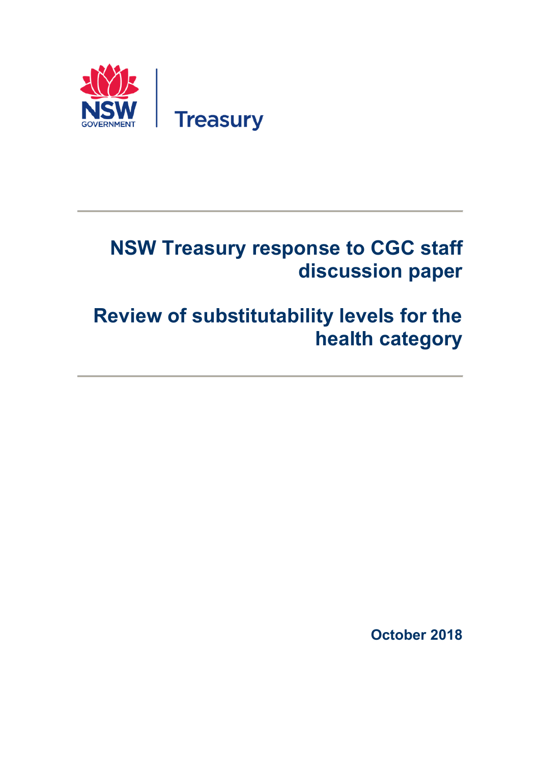NSW GOVERNMENT | Treasury

# NSW Treasury response to CGC staff discussion paper

# Review of substitutability levels for the health category

October 2018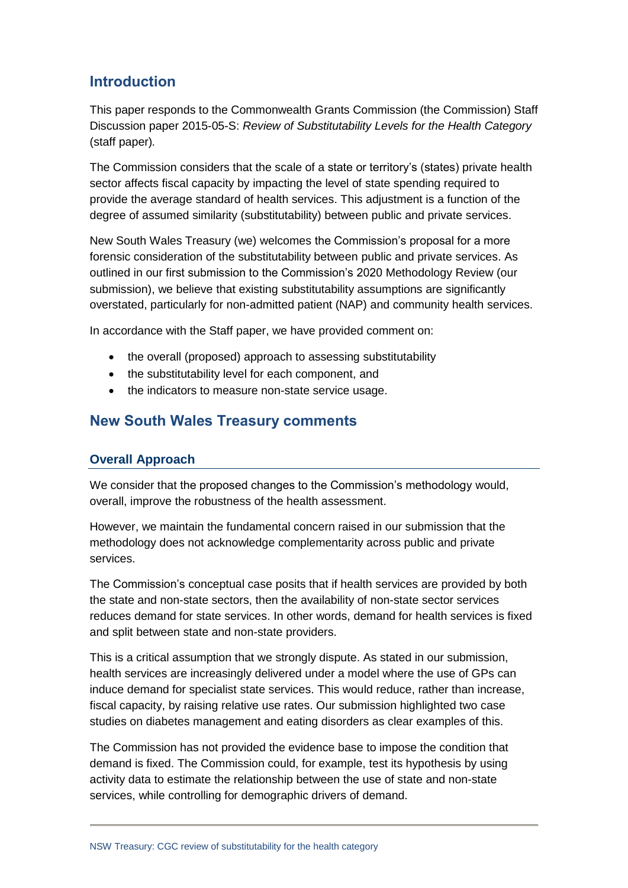## Introduction

This paper responds to the Commonwealth Grants Commission (the Commission) Staff Discussion paper 2015-05-S: *Review of Substitutability Levels for the Health Category* (staff paper).

The Commission considers that the scale of a state or territory's (states) private health sector affects fiscal capacity by impacting the level of state spending required to provide the average standard of health services. This adjustment is a function of the degree of assumed similarity (substitutability) between public and private services.

New South Wales Treasury (we) welcomes the Commission's proposal for a more forensic consideration of the substitutability between public and private services. As outlined in our first submission to the Commission's 2020 Methodology Review (our submission), we believe that existing substitutability assumptions are significantly overstated, particularly for non-admitted patient (NAP) and community health services.

In accordance with the Staff paper, we have provided comment on:

- the overall (proposed) approach to assessing substitutability
- the substitutability level for each component, and
- the indicators to measure non-state service usage.

## New South Wales Treasury comments

### Overall Approach

We consider that the proposed changes to the Commission's methodology would, overall, improve the robustness of the health assessment.

However, we maintain the fundamental concern raised in our submission that the methodology does not acknowledge complementarity across public and private services.

The Commission's conceptual case posits that if health services are provided by both the state and non-state sectors, then the availability of non-state sector services reduces demand for state services. In other words, demand for health services is fixed and split between state and non-state providers.

This is a critical assumption that we strongly dispute. As stated in our submission, health services are increasingly delivered under a model where the use of GPs can induce demand for specialist state services. This would reduce, rather than increase, fiscal capacity, by raising relative use rates. Our submission highlighted two case studies on diabetes management and eating disorders as clear examples of this.

The Commission has not provided the evidence base to impose the condition that demand is fixed. The Commission could, for example, test its hypothesis by using activity data to estimate the relationship between the use of state and non-state services, while controlling for demographic drivers of demand.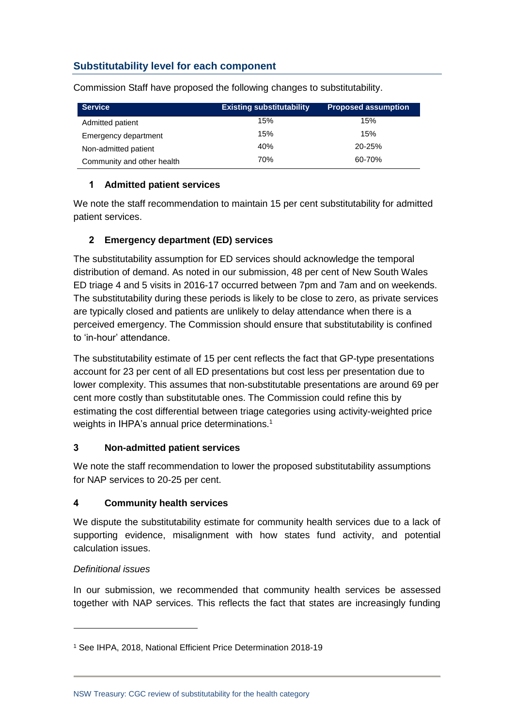## Substitutability level for each component

Commission Staff have proposed the following changes to substitutability.

| Service | Existing substitutability | Proposed assumption |
|---|---|---|
| Admitted patient | 15% | 15% |
| Emergency department | 15% | 15% |
| Non-admitted patient | 40% | 20-25% |
| Community and other health | 70% | 60-70% |

### 1 Admitted patient services

We note the staff recommendation to maintain 15 per cent substitutability for admitted patient services.

### 2 Emergency department (ED) services

The substitutability assumption for ED services should acknowledge the temporal distribution of demand. As noted in our submission, 48 per cent of New South Wales ED triage 4 and 5 visits in 2016-17 occurred between 7pm and 7am and on weekends. The substitutability during these periods is likely to be close to zero, as private services are typically closed and patients are unlikely to delay attendance when there is a perceived emergency. The Commission should ensure that substitutability is confined to 'in-hour' attendance.

The substitutability estimate of 15 per cent reflects the fact that GP-type presentations account for 23 per cent of all ED presentations but cost less per presentation due to lower complexity. This assumes that non-substitutable presentations are around 69 per cent more costly than substitutable ones. The Commission could refine this by estimating the cost differential between triage categories using activity-weighted price weights in IHPA's annual price determinations.[1]

### 3 Non-admitted patient services

We note the staff recommendation to lower the proposed substitutability assumptions for NAP services to 20-25 per cent.

### 4 Community health services

We dispute the substitutability estimate for community health services due to a lack of supporting evidence, misalignment with how states fund activity, and potential calculation issues.

*Definitional issues*

In our submission, we recommended that community health services be assessed together with NAP services. This reflects the fact that states are increasingly funding

[1] See IHPA, 2018, National Efficient Price Determination 2018-19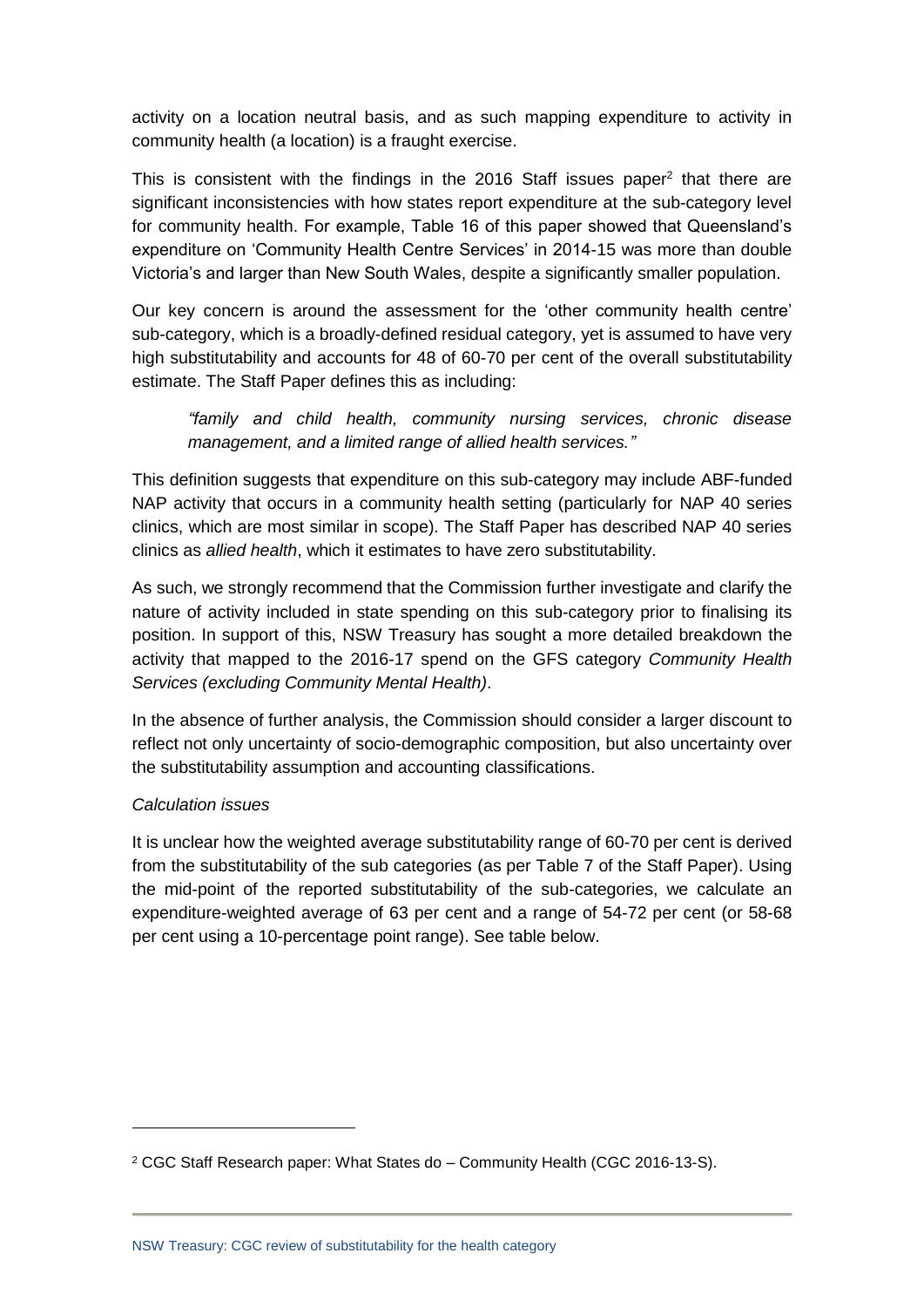activity on a location neutral basis, and as such mapping expenditure to activity in community health (a location) is a fraught exercise.

This is consistent with the findings in the 2016 Staff issues paper[2] that there are significant inconsistencies with how states report expenditure at the sub-category level for community health. For example, Table 16 of this paper showed that Queensland's expenditure on 'Community Health Centre Services' in 2014-15 was more than double Victoria's and larger than New South Wales, despite a significantly smaller population.

Our key concern is around the assessment for the 'other community health centre' sub-category, which is a broadly-defined residual category, yet is assumed to have very high substitutability and accounts for 48 of 60-70 per cent of the overall substitutability estimate. The Staff Paper defines this as including:

> *"family and child health, community nursing services, chronic disease management, and a limited range of allied health services."*

This definition suggests that expenditure on this sub-category may include ABF-funded NAP activity that occurs in a community health setting (particularly for NAP 40 series clinics, which are most similar in scope). The Staff Paper has described NAP 40 series clinics as *allied health*, which it estimates to have zero substitutability.

As such, we strongly recommend that the Commission further investigate and clarify the nature of activity included in state spending on this sub-category prior to finalising its position. In support of this, NSW Treasury has sought a more detailed breakdown the activity that mapped to the 2016-17 spend on the GFS category *Community Health Services (excluding Community Mental Health)*.

In the absence of further analysis, the Commission should consider a larger discount to reflect not only uncertainty of socio-demographic composition, but also uncertainty over the substitutability assumption and accounting classifications.

*Calculation issues*

It is unclear how the weighted average substitutability range of 60-70 per cent is derived from the substitutability of the sub categories (as per Table 7 of the Staff Paper). Using the mid-point of the reported substitutability of the sub-categories, we calculate an expenditure-weighted average of 63 per cent and a range of 54-72 per cent (or 58-68 per cent using a 10-percentage point range). See table below.

---

[2] CGC Staff Research paper: What States do – Community Health (CGC 2016-13-S).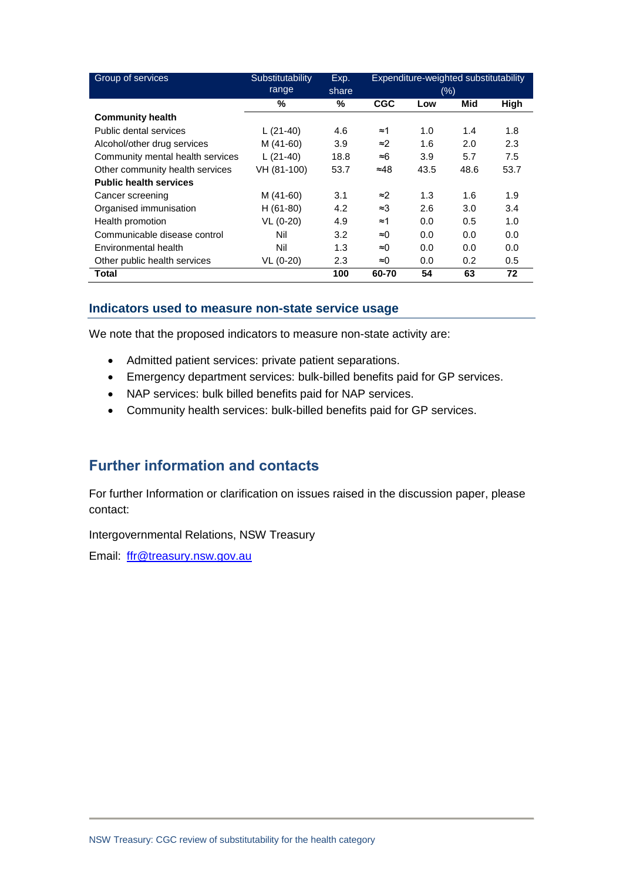| Group of services | Substitutability range | Exp. share | Expenditure-weighted substitutability (%) | | | |
|---|---|---|---|---|---|---|
| | % | % | CGC | Low | Mid | High |
| **Community health** | | | | | | |
| Public dental services | L (21-40) | 4.6 | ≈1 | 1.0 | 1.4 | 1.8 |
| Alcohol/other drug services | M (41-60) | 3.9 | ≈2 | 1.6 | 2.0 | 2.3 |
| Community mental health services | L (21-40) | 18.8 | ≈6 | 3.9 | 5.7 | 7.5 |
| Other community health services | VH (81-100) | 53.7 | ≈48 | 43.5 | 48.6 | 53.7 |
| **Public health services** | | | | | | |
| Cancer screening | M (41-60) | 3.1 | ≈2 | 1.3 | 1.6 | 1.9 |
| Organised immunisation | H (61-80) | 4.2 | ≈3 | 2.6 | 3.0 | 3.4 |
| Health promotion | VL (0-20) | 4.9 | ≈1 | 0.0 | 0.5 | 1.0 |
| Communicable disease control | Nil | 3.2 | ≈0 | 0.0 | 0.0 | 0.0 |
| Environmental health | Nil | 1.3 | ≈0 | 0.0 | 0.0 | 0.0 |
| Other public health services | VL (0-20) | 2.3 | ≈0 | 0.0 | 0.2 | 0.5 |
| **Total** | | **100** | **60-70** | **54** | **63** | **72** |

### Indicators used to measure non-state service usage

We note that the proposed indicators to measure non-state activity are:

- Admitted patient services: private patient separations.
- Emergency department services: bulk-billed benefits paid for GP services.
- NAP services: bulk billed benefits paid for NAP services.
- Community health services: bulk-billed benefits paid for GP services.

## Further information and contacts

For further Information or clarification on issues raised in the discussion paper, please contact:

Intergovernmental Relations, NSW Treasury

Email: ffr@treasury.nsw.gov.au